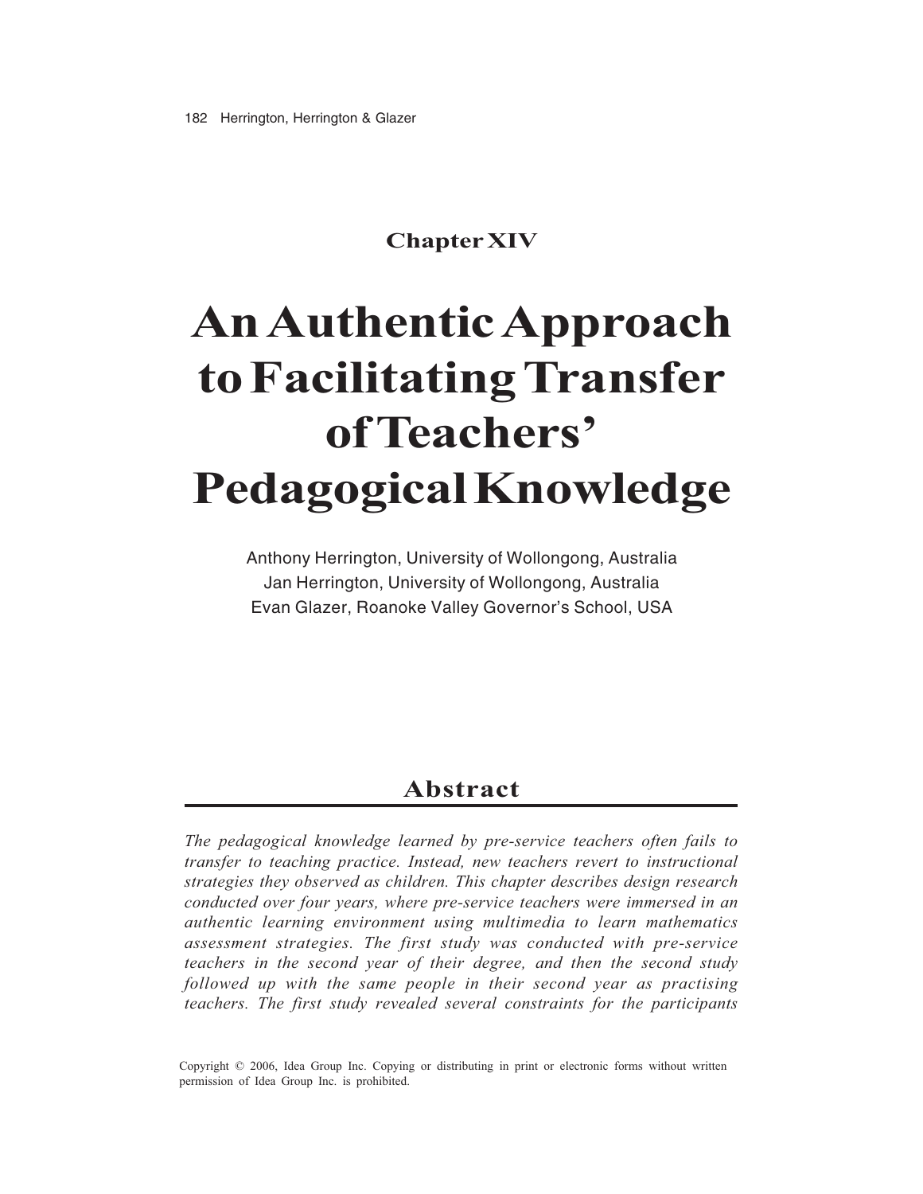## Chapter XIV

# An Authentic Approach to Facilitating Transfer of Teachers' Pedagogical Knowledge

Anthony Herrington, University of Wollongong, Australia
Jan Herrington, University of Wollongong, Australia
Evan Glazer, Roanoke Valley Governor's School, USA

## Abstract

*The pedagogical knowledge learned by pre-service teachers often fails to transfer to teaching practice. Instead, new teachers revert to instructional strategies they observed as children. This chapter describes design research conducted over four years, where pre-service teachers were immersed in an authentic learning environment using multimedia to learn mathematics assessment strategies. The first study was conducted with pre-service teachers in the second year of their degree, and then the second study followed up with the same people in their second year as practising teachers. The first study revealed several constraints for the participants*

Copyright © 2006, Idea Group Inc. Copying or distributing in print or electronic forms without written permission of Idea Group Inc. is prohibited.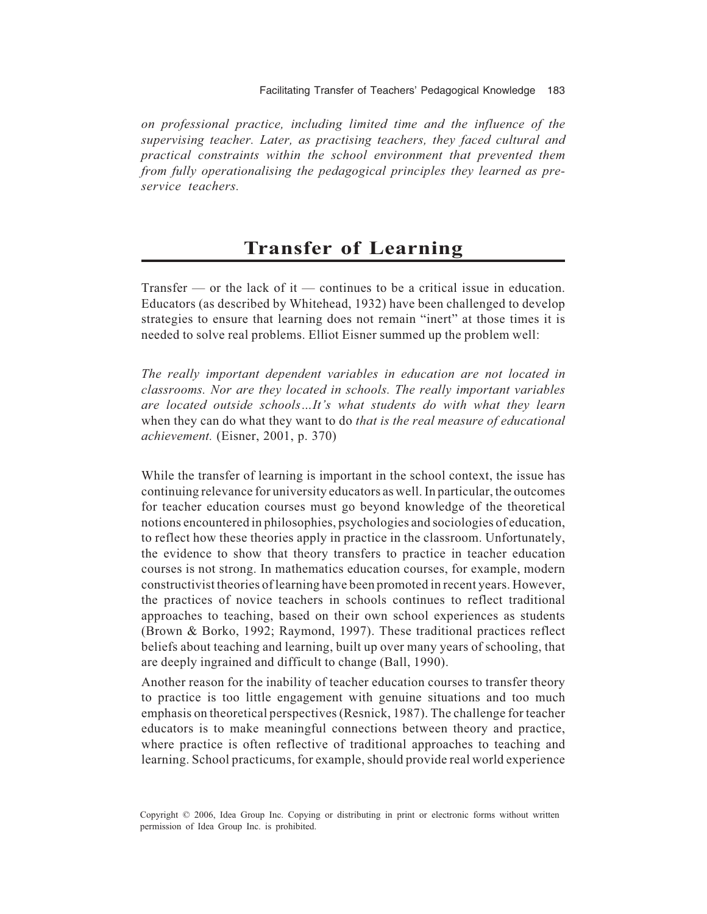*on professional practice, including limited time and the influence of the supervising teacher. Later, as practising teachers, they faced cultural and practical constraints within the school environment that prevented them from fully operationalising the pedagogical principles they learned as pre-service teachers.*

## Transfer of Learning

Transfer — or the lack of it — continues to be a critical issue in education. Educators (as described by Whitehead, 1932) have been challenged to develop strategies to ensure that learning does not remain "inert" at those times it is needed to solve real problems. Elliot Eisner summed up the problem well:

*The really important dependent variables in education are not located in classrooms. Nor are they located in schools. The really important variables are located outside schools…It's what students do with what they learn* when they can do what they want to do *that is the real measure of educational achievement.* (Eisner, 2001, p. 370)

While the transfer of learning is important in the school context, the issue has continuing relevance for university educators as well. In particular, the outcomes for teacher education courses must go beyond knowledge of the theoretical notions encountered in philosophies, psychologies and sociologies of education, to reflect how these theories apply in practice in the classroom. Unfortunately, the evidence to show that theory transfers to practice in teacher education courses is not strong. In mathematics education courses, for example, modern constructivist theories of learning have been promoted in recent years. However, the practices of novice teachers in schools continues to reflect traditional approaches to teaching, based on their own school experiences as students (Brown & Borko, 1992; Raymond, 1997). These traditional practices reflect beliefs about teaching and learning, built up over many years of schooling, that are deeply ingrained and difficult to change (Ball, 1990).

Another reason for the inability of teacher education courses to transfer theory to practice is too little engagement with genuine situations and too much emphasis on theoretical perspectives (Resnick, 1987). The challenge for teacher educators is to make meaningful connections between theory and practice, where practice is often reflective of traditional approaches to teaching and learning. School practicums, for example, should provide real world experience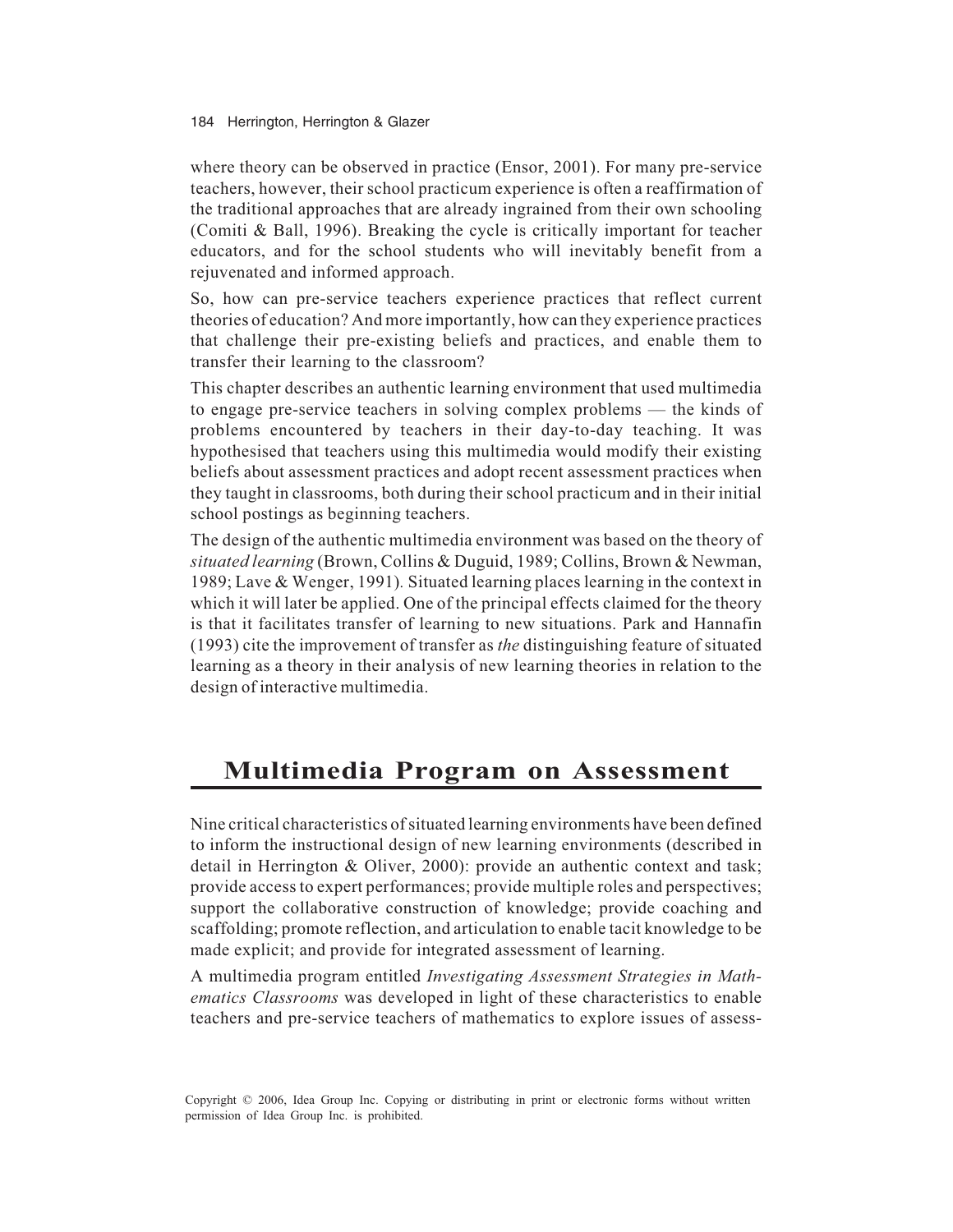where theory can be observed in practice (Ensor, 2001). For many pre-service teachers, however, their school practicum experience is often a reaffirmation of the traditional approaches that are already ingrained from their own schooling (Comiti & Ball, 1996). Breaking the cycle is critically important for teacher educators, and for the school students who will inevitably benefit from a rejuvenated and informed approach.

So, how can pre-service teachers experience practices that reflect current theories of education? And more importantly, how can they experience practices that challenge their pre-existing beliefs and practices, and enable them to transfer their learning to the classroom?

This chapter describes an authentic learning environment that used multimedia to engage pre-service teachers in solving complex problems — the kinds of problems encountered by teachers in their day-to-day teaching. It was hypothesised that teachers using this multimedia would modify their existing beliefs about assessment practices and adopt recent assessment practices when they taught in classrooms, both during their school practicum and in their initial school postings as beginning teachers.

The design of the authentic multimedia environment was based on the theory of *situated learning* (Brown, Collins & Duguid, 1989; Collins, Brown & Newman, 1989; Lave & Wenger, 1991). Situated learning places learning in the context in which it will later be applied. One of the principal effects claimed for the theory is that it facilitates transfer of learning to new situations. Park and Hannafin (1993) cite the improvement of transfer as *the* distinguishing feature of situated learning as a theory in their analysis of new learning theories in relation to the design of interactive multimedia.

## Multimedia Program on Assessment

Nine critical characteristics of situated learning environments have been defined to inform the instructional design of new learning environments (described in detail in Herrington & Oliver, 2000): provide an authentic context and task; provide access to expert performances; provide multiple roles and perspectives; support the collaborative construction of knowledge; provide coaching and scaffolding; promote reflection, and articulation to enable tacit knowledge to be made explicit; and provide for integrated assessment of learning.

A multimedia program entitled *Investigating Assessment Strategies in Mathematics Classrooms* was developed in light of these characteristics to enable teachers and pre-service teachers of mathematics to explore issues of assess-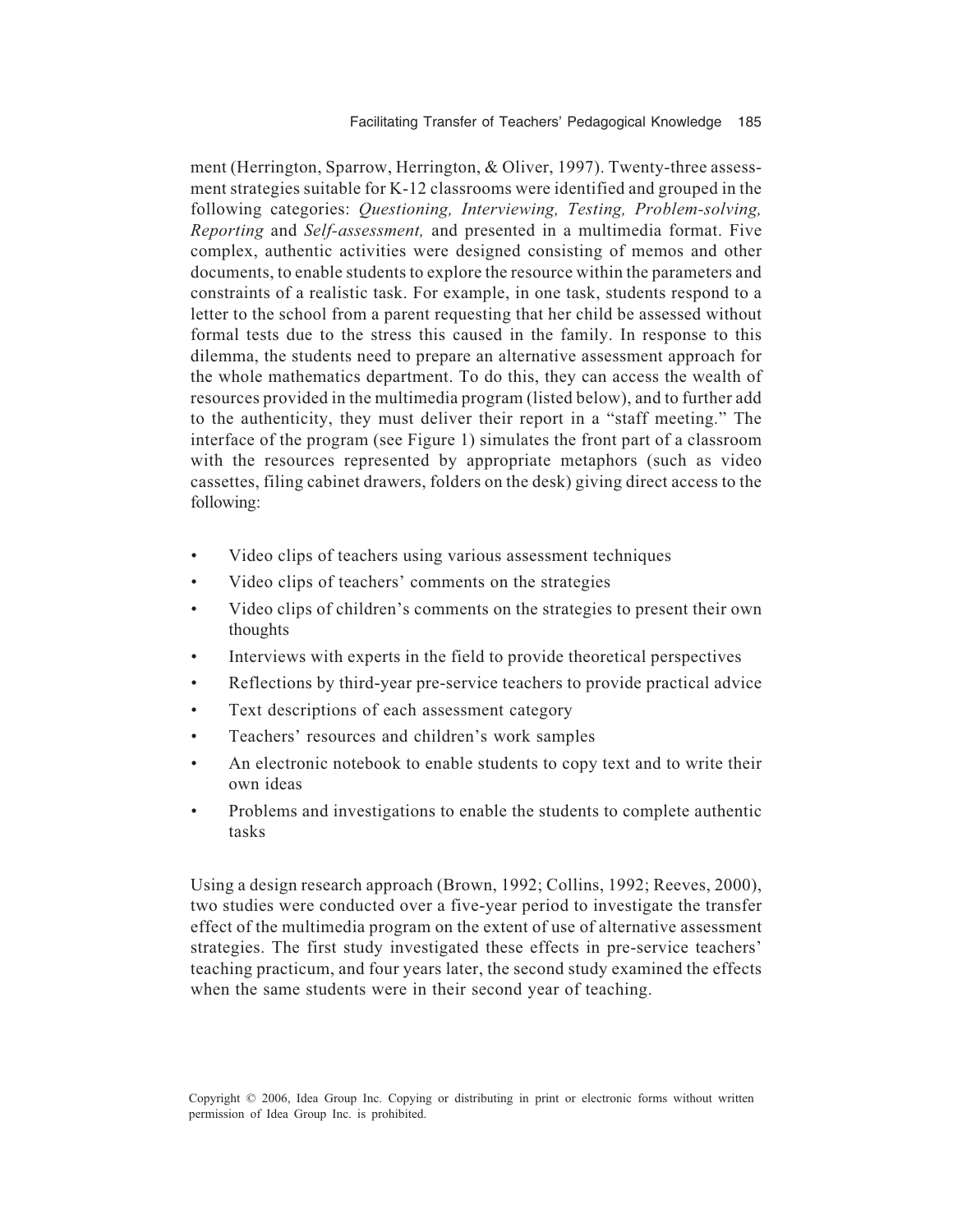ment (Herrington, Sparrow, Herrington, & Oliver, 1997). Twenty-three assessment strategies suitable for K-12 classrooms were identified and grouped in the following categories: *Questioning, Interviewing, Testing, Problem-solving, Reporting* and *Self-assessment,* and presented in a multimedia format. Five complex, authentic activities were designed consisting of memos and other documents, to enable students to explore the resource within the parameters and constraints of a realistic task. For example, in one task, students respond to a letter to the school from a parent requesting that her child be assessed without formal tests due to the stress this caused in the family. In response to this dilemma, the students need to prepare an alternative assessment approach for the whole mathematics department. To do this, they can access the wealth of resources provided in the multimedia program (listed below), and to further add to the authenticity, they must deliver their report in a "staff meeting." The interface of the program (see Figure 1) simulates the front part of a classroom with the resources represented by appropriate metaphors (such as video cassettes, filing cabinet drawers, folders on the desk) giving direct access to the following:

- Video clips of teachers using various assessment techniques
- Video clips of teachers' comments on the strategies
- Video clips of children's comments on the strategies to present their own thoughts
- Interviews with experts in the field to provide theoretical perspectives
- Reflections by third-year pre-service teachers to provide practical advice
- Text descriptions of each assessment category
- Teachers' resources and children's work samples
- An electronic notebook to enable students to copy text and to write their own ideas
- Problems and investigations to enable the students to complete authentic tasks

Using a design research approach (Brown, 1992; Collins, 1992; Reeves, 2000), two studies were conducted over a five-year period to investigate the transfer effect of the multimedia program on the extent of use of alternative assessment strategies. The first study investigated these effects in pre-service teachers' teaching practicum, and four years later, the second study examined the effects when the same students were in their second year of teaching.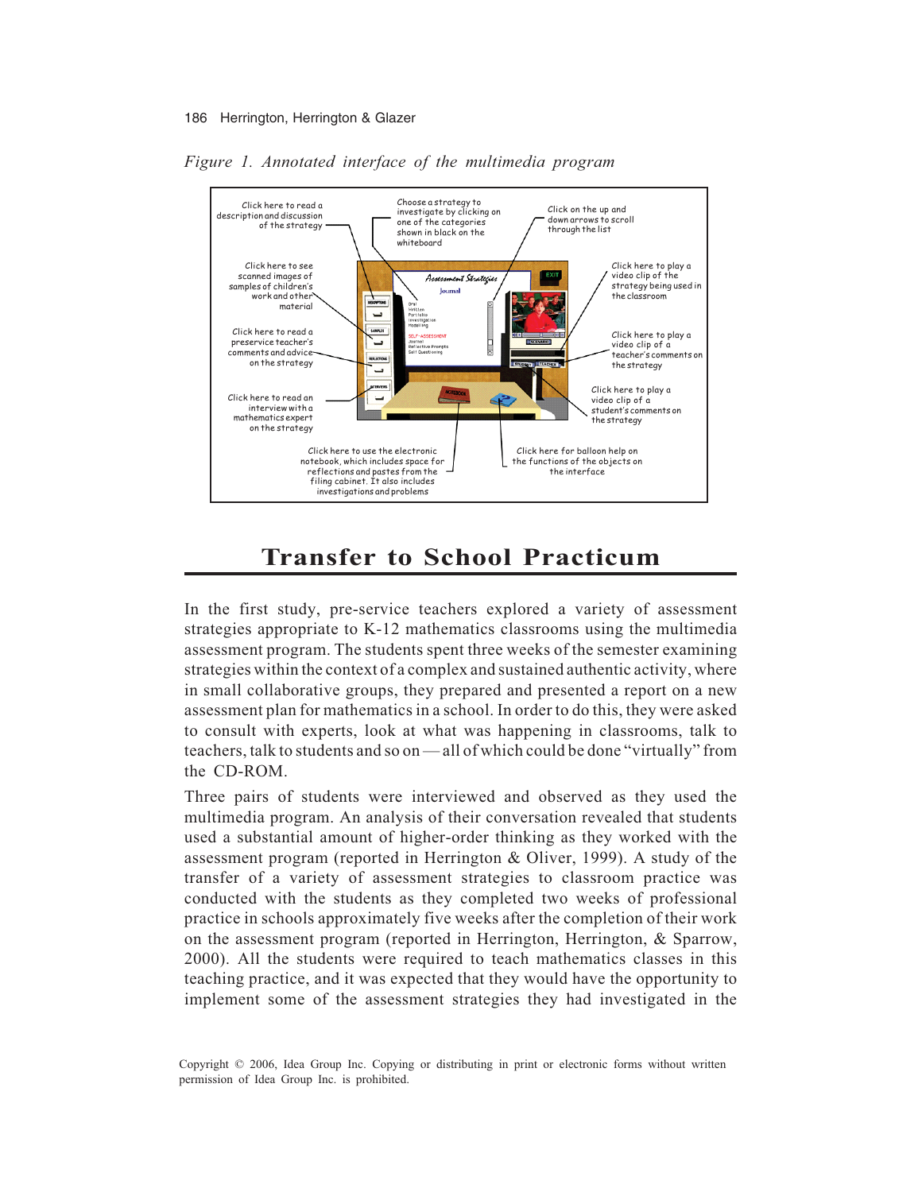*Figure 1. Annotated interface of the multimedia program*

Click here to read a description and discussion of the strategy

Choose a strategy to investigate by clicking on one of the categories shown in black on the whiteboard

Click on the up and down arrows to scroll through the list

Click here to see scanned images of samples of children's work and other material

Click here to play a video clip of the strategy being used in the classroom

Click here to read a preservice teacher's comments and advice on the strategy

Click here to play a video clip of a teacher's comments on the strategy

Click here to read an interview with a mathematics expert on the strategy

Click here to play a video clip of a student's comments on the strategy

Click here to use the electronic notebook, which includes space for reflections and pastes from the filing cabinet. It also includes investigations and problems

Click here for balloon help on the functions of the objects on the interface

## Transfer to School Practicum

In the first study, pre-service teachers explored a variety of assessment strategies appropriate to K-12 mathematics classrooms using the multimedia assessment program. The students spent three weeks of the semester examining strategies within the context of a complex and sustained authentic activity, where in small collaborative groups, they prepared and presented a report on a new assessment plan for mathematics in a school. In order to do this, they were asked to consult with experts, look at what was happening in classrooms, talk to teachers, talk to students and so on — all of which could be done "virtually" from the CD-ROM.

Three pairs of students were interviewed and observed as they used the multimedia program. An analysis of their conversation revealed that students used a substantial amount of higher-order thinking as they worked with the assessment program (reported in Herrington & Oliver, 1999). A study of the transfer of a variety of assessment strategies to classroom practice was conducted with the students as they completed two weeks of professional practice in schools approximately five weeks after the completion of their work on the assessment program (reported in Herrington, Herrington, & Sparrow, 2000). All the students were required to teach mathematics classes in this teaching practice, and it was expected that they would have the opportunity to implement some of the assessment strategies they had investigated in the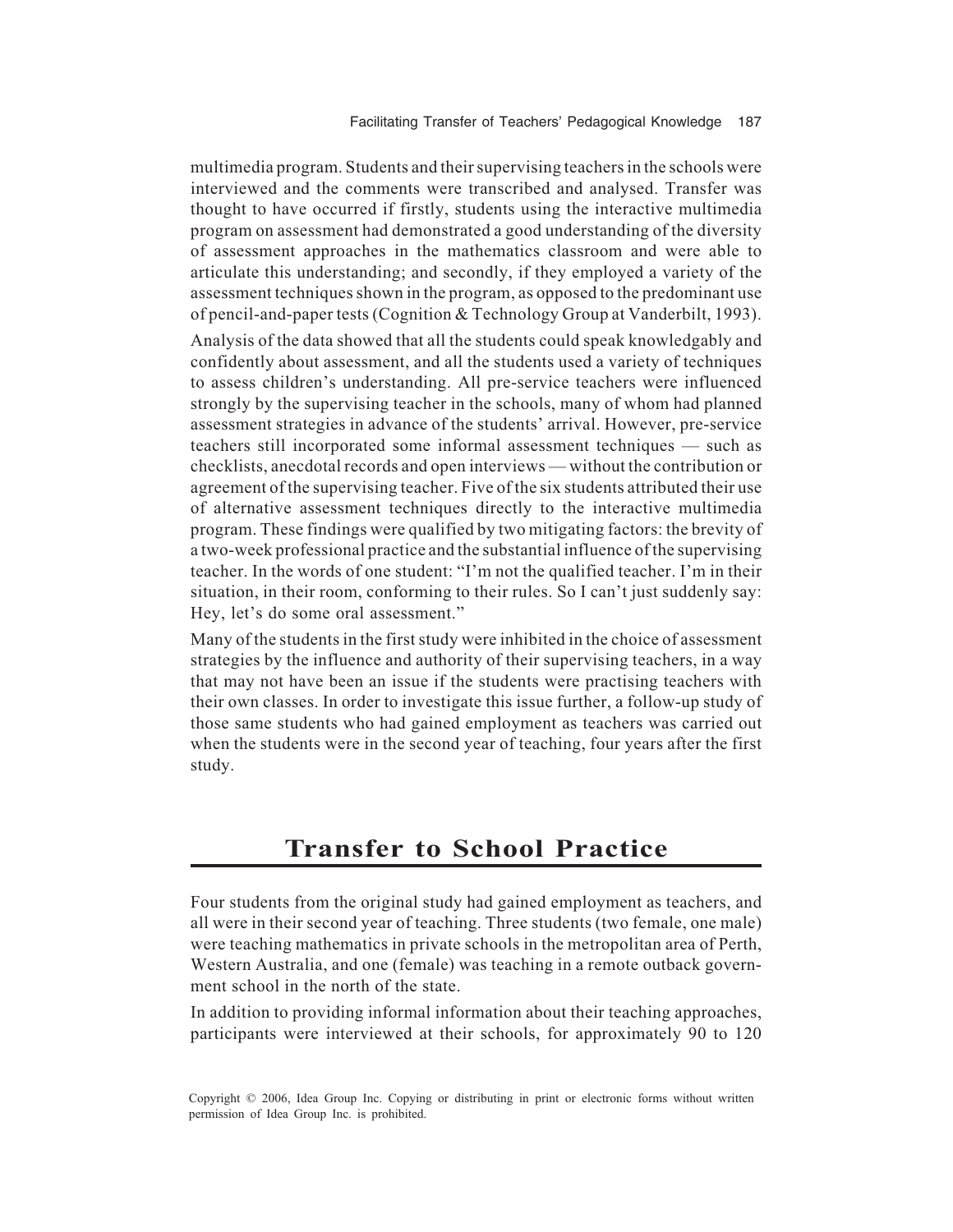multimedia program. Students and their supervising teachers in the schools were interviewed and the comments were transcribed and analysed. Transfer was thought to have occurred if firstly, students using the interactive multimedia program on assessment had demonstrated a good understanding of the diversity of assessment approaches in the mathematics classroom and were able to articulate this understanding; and secondly, if they employed a variety of the assessment techniques shown in the program, as opposed to the predominant use of pencil-and-paper tests (Cognition & Technology Group at Vanderbilt, 1993).

Analysis of the data showed that all the students could speak knowledgably and confidently about assessment, and all the students used a variety of techniques to assess children's understanding. All pre-service teachers were influenced strongly by the supervising teacher in the schools, many of whom had planned assessment strategies in advance of the students' arrival. However, pre-service teachers still incorporated some informal assessment techniques — such as checklists, anecdotal records and open interviews — without the contribution or agreement of the supervising teacher. Five of the six students attributed their use of alternative assessment techniques directly to the interactive multimedia program. These findings were qualified by two mitigating factors: the brevity of a two-week professional practice and the substantial influence of the supervising teacher. In the words of one student: "I'm not the qualified teacher. I'm in their situation, in their room, conforming to their rules. So I can't just suddenly say: Hey, let's do some oral assessment."

Many of the students in the first study were inhibited in the choice of assessment strategies by the influence and authority of their supervising teachers, in a way that may not have been an issue if the students were practising teachers with their own classes. In order to investigate this issue further, a follow-up study of those same students who had gained employment as teachers was carried out when the students were in the second year of teaching, four years after the first study.

## Transfer to School Practice

Four students from the original study had gained employment as teachers, and all were in their second year of teaching. Three students (two female, one male) were teaching mathematics in private schools in the metropolitan area of Perth, Western Australia, and one (female) was teaching in a remote outback government school in the north of the state.

In addition to providing informal information about their teaching approaches, participants were interviewed at their schools, for approximately 90 to 120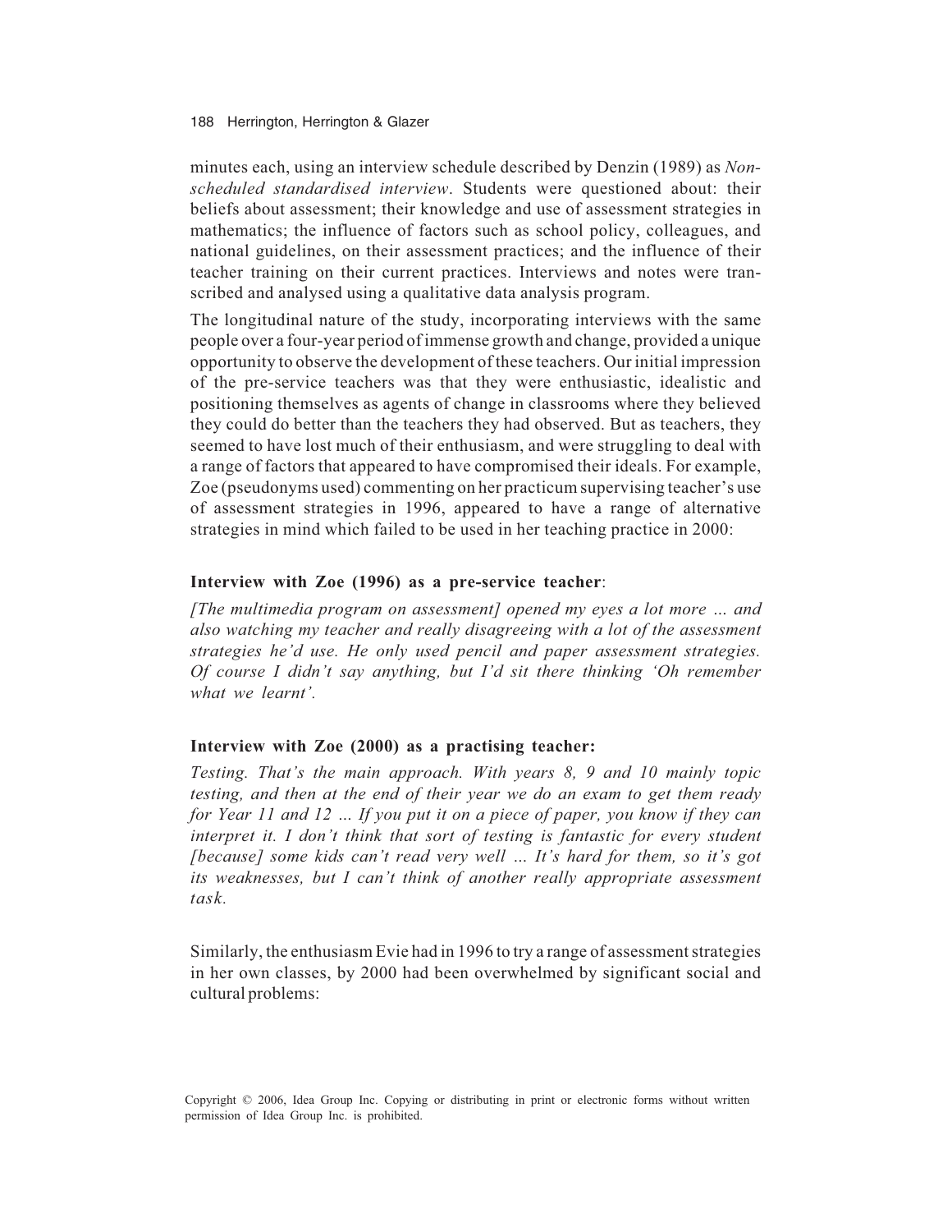minutes each, using an interview schedule described by Denzin (1989) as *Non-scheduled standardised interview*. Students were questioned about: their beliefs about assessment; their knowledge and use of assessment strategies in mathematics; the influence of factors such as school policy, colleagues, and national guidelines, on their assessment practices; and the influence of their teacher training on their current practices. Interviews and notes were transcribed and analysed using a qualitative data analysis program.

The longitudinal nature of the study, incorporating interviews with the same people over a four-year period of immense growth and change, provided a unique opportunity to observe the development of these teachers. Our initial impression of the pre-service teachers was that they were enthusiastic, idealistic and positioning themselves as agents of change in classrooms where they believed they could do better than the teachers they had observed. But as teachers, they seemed to have lost much of their enthusiasm, and were struggling to deal with a range of factors that appeared to have compromised their ideals. For example, Zoe (pseudonyms used) commenting on her practicum supervising teacher's use of assessment strategies in 1996, appeared to have a range of alternative strategies in mind which failed to be used in her teaching practice in 2000:

**Interview with Zoe (1996) as a pre-service teacher**:

*[The multimedia program on assessment] opened my eyes a lot more … and also watching my teacher and really disagreeing with a lot of the assessment strategies he'd use. He only used pencil and paper assessment strategies. Of course I didn't say anything, but I'd sit there thinking 'Oh remember what we learnt'.*

**Interview with Zoe (2000) as a practising teacher:**

*Testing. That's the main approach. With years 8, 9 and 10 mainly topic testing, and then at the end of their year we do an exam to get them ready for Year 11 and 12 … If you put it on a piece of paper, you know if they can interpret it. I don't think that sort of testing is fantastic for every student [because] some kids can't read very well … It's hard for them, so it's got its weaknesses, but I can't think of another really appropriate assessment task.*

Similarly, the enthusiasm Evie had in 1996 to try a range of assessment strategies in her own classes, by 2000 had been overwhelmed by significant social and cultural problems: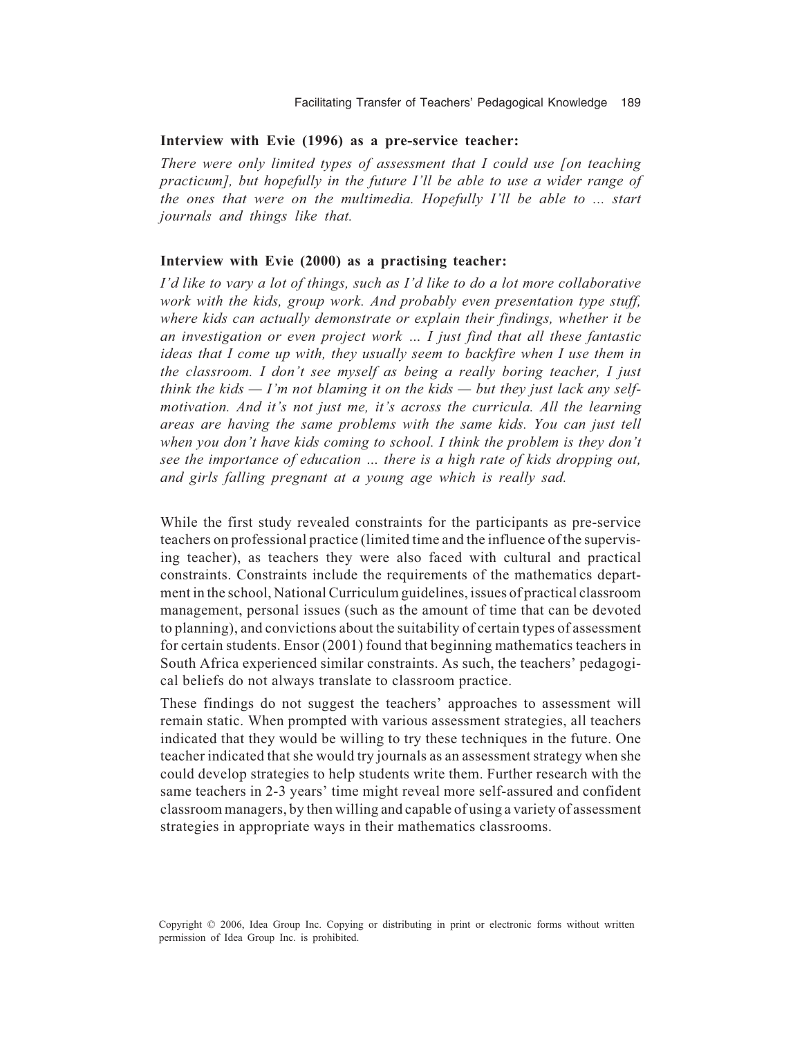**Interview with Evie (1996) as a pre-service teacher:**

*There were only limited types of assessment that I could use [on teaching practicum], but hopefully in the future I'll be able to use a wider range of the ones that were on the multimedia. Hopefully I'll be able to … start journals and things like that.*

**Interview with Evie (2000) as a practising teacher:**

*I'd like to vary a lot of things, such as I'd like to do a lot more collaborative work with the kids, group work. And probably even presentation type stuff, where kids can actually demonstrate or explain their findings, whether it be an investigation or even project work … I just find that all these fantastic ideas that I come up with, they usually seem to backfire when I use them in the classroom. I don't see myself as being a really boring teacher, I just think the kids — I'm not blaming it on the kids — but they just lack any self-motivation. And it's not just me, it's across the curricula. All the learning areas are having the same problems with the same kids. You can just tell when you don't have kids coming to school. I think the problem is they don't see the importance of education … there is a high rate of kids dropping out, and girls falling pregnant at a young age which is really sad.*

While the first study revealed constraints for the participants as pre-service teachers on professional practice (limited time and the influence of the supervising teacher), as teachers they were also faced with cultural and practical constraints. Constraints include the requirements of the mathematics department in the school, National Curriculum guidelines, issues of practical classroom management, personal issues (such as the amount of time that can be devoted to planning), and convictions about the suitability of certain types of assessment for certain students. Ensor (2001) found that beginning mathematics teachers in South Africa experienced similar constraints. As such, the teachers' pedagogical beliefs do not always translate to classroom practice.

These findings do not suggest the teachers' approaches to assessment will remain static. When prompted with various assessment strategies, all teachers indicated that they would be willing to try these techniques in the future. One teacher indicated that she would try journals as an assessment strategy when she could develop strategies to help students write them. Further research with the same teachers in 2-3 years' time might reveal more self-assured and confident classroom managers, by then willing and capable of using a variety of assessment strategies in appropriate ways in their mathematics classrooms.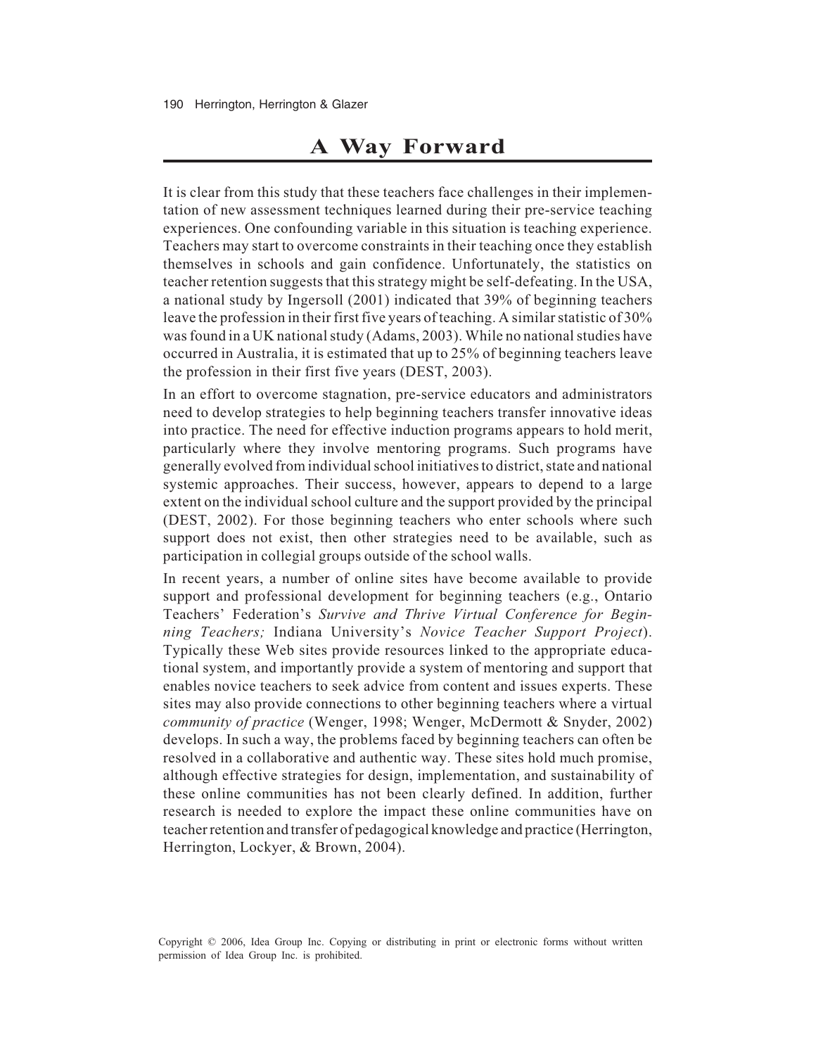## A Way Forward

It is clear from this study that these teachers face challenges in their implementation of new assessment techniques learned during their pre-service teaching experiences. One confounding variable in this situation is teaching experience. Teachers may start to overcome constraints in their teaching once they establish themselves in schools and gain confidence. Unfortunately, the statistics on teacher retention suggests that this strategy might be self-defeating. In the USA, a national study by Ingersoll (2001) indicated that 39% of beginning teachers leave the profession in their first five years of teaching. A similar statistic of 30% was found in a UK national study (Adams, 2003). While no national studies have occurred in Australia, it is estimated that up to 25% of beginning teachers leave the profession in their first five years (DEST, 2003).

In an effort to overcome stagnation, pre-service educators and administrators need to develop strategies to help beginning teachers transfer innovative ideas into practice. The need for effective induction programs appears to hold merit, particularly where they involve mentoring programs. Such programs have generally evolved from individual school initiatives to district, state and national systemic approaches. Their success, however, appears to depend to a large extent on the individual school culture and the support provided by the principal (DEST, 2002). For those beginning teachers who enter schools where such support does not exist, then other strategies need to be available, such as participation in collegial groups outside of the school walls.

In recent years, a number of online sites have become available to provide support and professional development for beginning teachers (e.g., Ontario Teachers' Federation's *Survive and Thrive Virtual Conference for Beginning Teachers;* Indiana University's *Novice Teacher Support Project*). Typically these Web sites provide resources linked to the appropriate educational system, and importantly provide a system of mentoring and support that enables novice teachers to seek advice from content and issues experts. These sites may also provide connections to other beginning teachers where a virtual *community of practice* (Wenger, 1998; Wenger, McDermott & Snyder, 2002) develops. In such a way, the problems faced by beginning teachers can often be resolved in a collaborative and authentic way. These sites hold much promise, although effective strategies for design, implementation, and sustainability of these online communities has not been clearly defined. In addition, further research is needed to explore the impact these online communities have on teacher retention and transfer of pedagogical knowledge and practice (Herrington, Herrington, Lockyer, & Brown, 2004).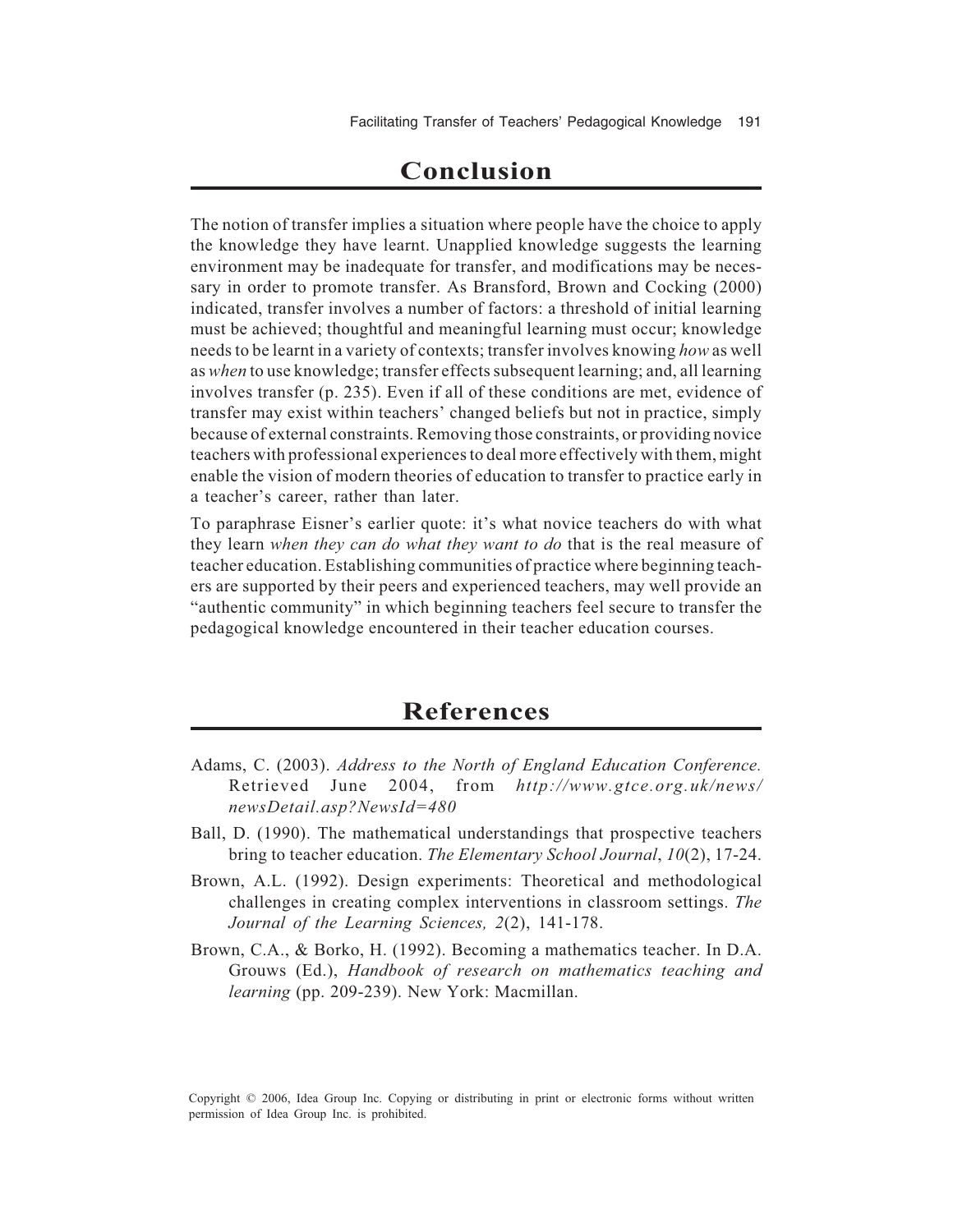## Conclusion

The notion of transfer implies a situation where people have the choice to apply the knowledge they have learnt. Unapplied knowledge suggests the learning environment may be inadequate for transfer, and modifications may be necessary in order to promote transfer. As Bransford, Brown and Cocking (2000) indicated, transfer involves a number of factors: a threshold of initial learning must be achieved; thoughtful and meaningful learning must occur; knowledge needs to be learnt in a variety of contexts; transfer involves knowing *how* as well as *when* to use knowledge; transfer effects subsequent learning; and, all learning involves transfer (p. 235). Even if all of these conditions are met, evidence of transfer may exist within teachers' changed beliefs but not in practice, simply because of external constraints. Removing those constraints, or providing novice teachers with professional experiences to deal more effectively with them, might enable the vision of modern theories of education to transfer to practice early in a teacher's career, rather than later.

To paraphrase Eisner's earlier quote: it's what novice teachers do with what they learn *when they can do what they want to do* that is the real measure of teacher education. Establishing communities of practice where beginning teachers are supported by their peers and experienced teachers, may well provide an "authentic community" in which beginning teachers feel secure to transfer the pedagogical knowledge encountered in their teacher education courses.

## References

Adams, C. (2003). *Address to the North of England Education Conference.* Retrieved June 2004, from *http://www.gtce.org.uk/news/newsDetail.asp?NewsId=480*

Ball, D. (1990). The mathematical understandings that prospective teachers bring to teacher education. *The Elementary School Journal*, *10*(2), 17-24.

Brown, A.L. (1992). Design experiments: Theoretical and methodological challenges in creating complex interventions in classroom settings. *The Journal of the Learning Sciences, 2*(2), 141-178.

Brown, C.A., & Borko, H. (1992). Becoming a mathematics teacher. In D.A. Grouws (Ed.), *Handbook of research on mathematics teaching and learning* (pp. 209-239). New York: Macmillan.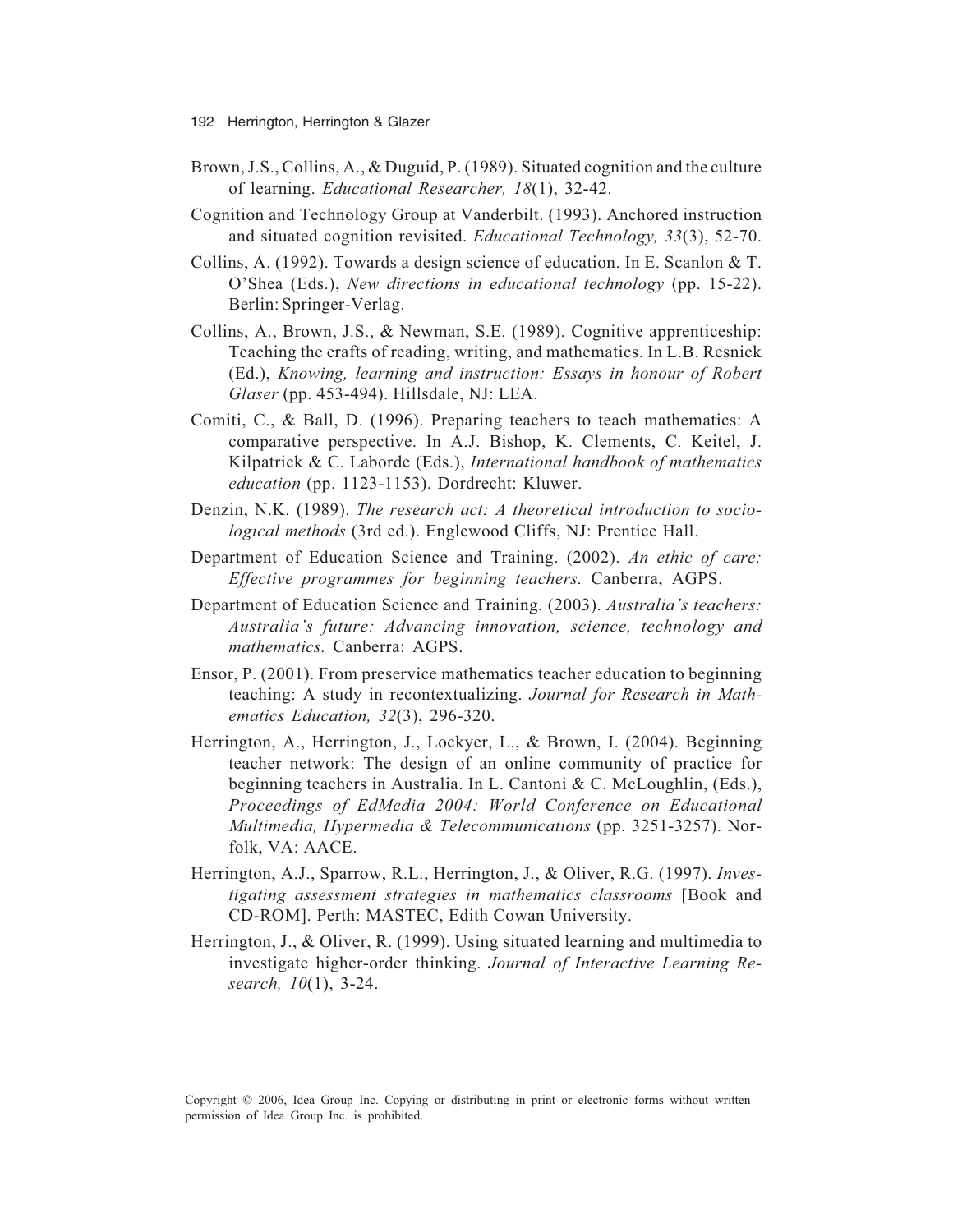Brown, J.S., Collins, A., & Duguid, P. (1989). Situated cognition and the culture of learning. *Educational Researcher, 18*(1), 32-42.

Cognition and Technology Group at Vanderbilt. (1993). Anchored instruction and situated cognition revisited. *Educational Technology, 33*(3), 52-70.

Collins, A. (1992). Towards a design science of education. In E. Scanlon & T. O'Shea (Eds.), *New directions in educational technology* (pp. 15-22). Berlin: Springer-Verlag.

Collins, A., Brown, J.S., & Newman, S.E. (1989). Cognitive apprenticeship: Teaching the crafts of reading, writing, and mathematics. In L.B. Resnick (Ed.), *Knowing, learning and instruction: Essays in honour of Robert Glaser* (pp. 453-494). Hillsdale, NJ: LEA.

Comiti, C., & Ball, D. (1996). Preparing teachers to teach mathematics: A comparative perspective. In A.J. Bishop, K. Clements, C. Keitel, J. Kilpatrick & C. Laborde (Eds.), *International handbook of mathematics education* (pp. 1123-1153). Dordrecht: Kluwer.

Denzin, N.K. (1989). *The research act: A theoretical introduction to sociological methods* (3rd ed.). Englewood Cliffs, NJ: Prentice Hall.

Department of Education Science and Training. (2002). *An ethic of care: Effective programmes for beginning teachers.* Canberra, AGPS.

Department of Education Science and Training. (2003). *Australia's teachers: Australia's future: Advancing innovation, science, technology and mathematics.* Canberra: AGPS.

Ensor, P. (2001). From preservice mathematics teacher education to beginning teaching: A study in recontextualizing. *Journal for Research in Mathematics Education, 32*(3), 296-320.

Herrington, A., Herrington, J., Lockyer, L., & Brown, I. (2004). Beginning teacher network: The design of an online community of practice for beginning teachers in Australia. In L. Cantoni & C. McLoughlin, (Eds.), *Proceedings of EdMedia 2004: World Conference on Educational Multimedia, Hypermedia & Telecommunications* (pp. 3251-3257). Norfolk, VA: AACE.

Herrington, A.J., Sparrow, R.L., Herrington, J., & Oliver, R.G. (1997). *Investigating assessment strategies in mathematics classrooms* [Book and CD-ROM]. Perth: MASTEC, Edith Cowan University.

Herrington, J., & Oliver, R. (1999). Using situated learning and multimedia to investigate higher-order thinking. *Journal of Interactive Learning Research, 10*(1), 3-24.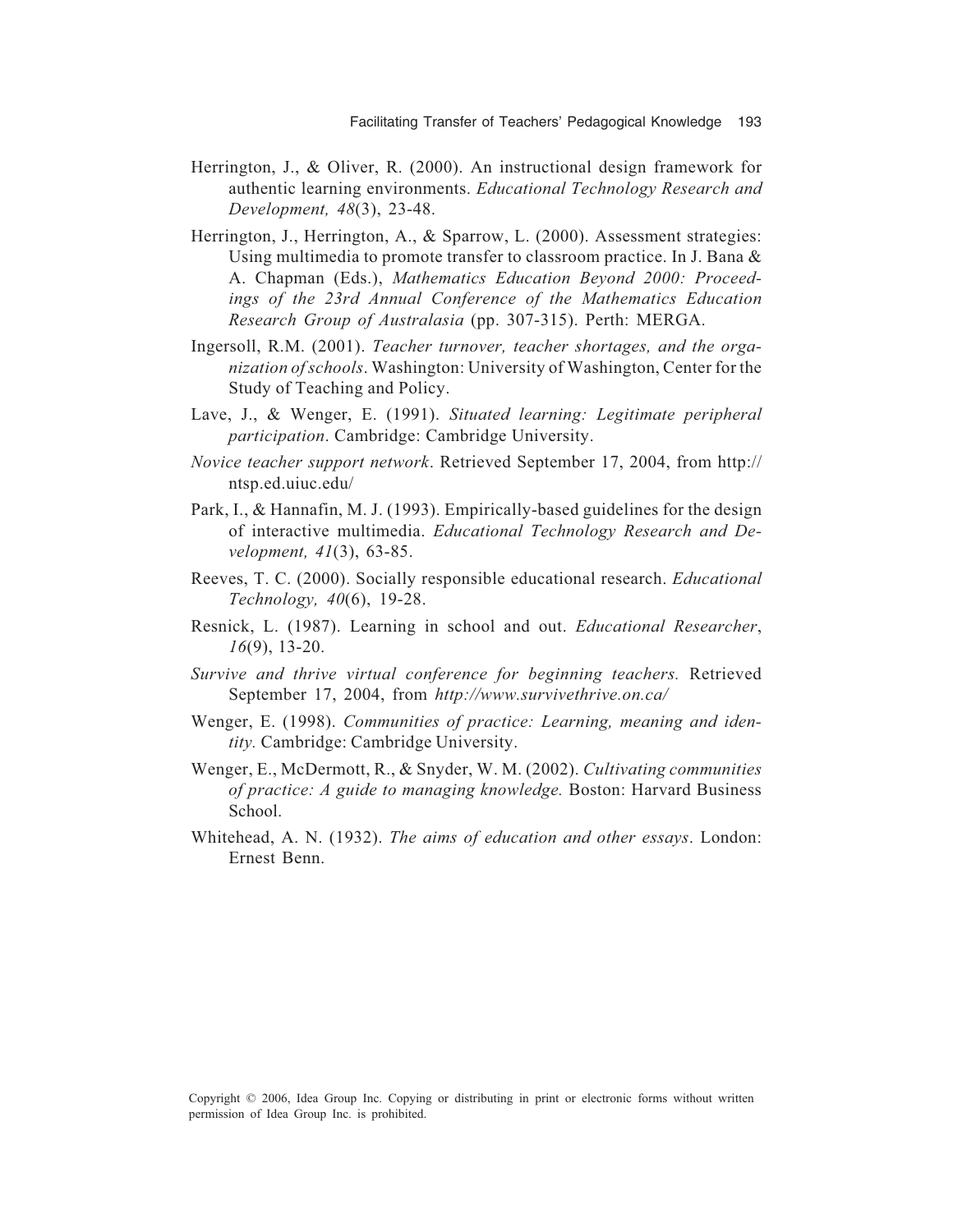Herrington, J., & Oliver, R. (2000). An instructional design framework for authentic learning environments. *Educational Technology Research and Development, 48*(3), 23-48.

Herrington, J., Herrington, A., & Sparrow, L. (2000). Assessment strategies: Using multimedia to promote transfer to classroom practice. In J. Bana & A. Chapman (Eds.), *Mathematics Education Beyond 2000: Proceedings of the 23rd Annual Conference of the Mathematics Education Research Group of Australasia* (pp. 307-315). Perth: MERGA.

Ingersoll, R.M. (2001). *Teacher turnover, teacher shortages, and the organization of schools*. Washington: University of Washington, Center for the Study of Teaching and Policy.

Lave, J., & Wenger, E. (1991). *Situated learning: Legitimate peripheral participation*. Cambridge: Cambridge University.

*Novice teacher support network*. Retrieved September 17, 2004, from http://ntsp.ed.uiuc.edu/

Park, I., & Hannafin, M. J. (1993). Empirically-based guidelines for the design of interactive multimedia. *Educational Technology Research and Development, 41*(3), 63-85.

Reeves, T. C. (2000). Socially responsible educational research. *Educational Technology, 40*(6), 19-28.

Resnick, L. (1987). Learning in school and out. *Educational Researcher*, *16*(9), 13-20.

*Survive and thrive virtual conference for beginning teachers.* Retrieved September 17, 2004, from *http://www.survivethrive.on.ca/*

Wenger, E. (1998). *Communities of practice: Learning, meaning and identity.* Cambridge: Cambridge University.

Wenger, E., McDermott, R., & Snyder, W. M. (2002). *Cultivating communities of practice: A guide to managing knowledge.* Boston: Harvard Business School.

Whitehead, A. N. (1932). *The aims of education and other essays*. London: Ernest Benn.